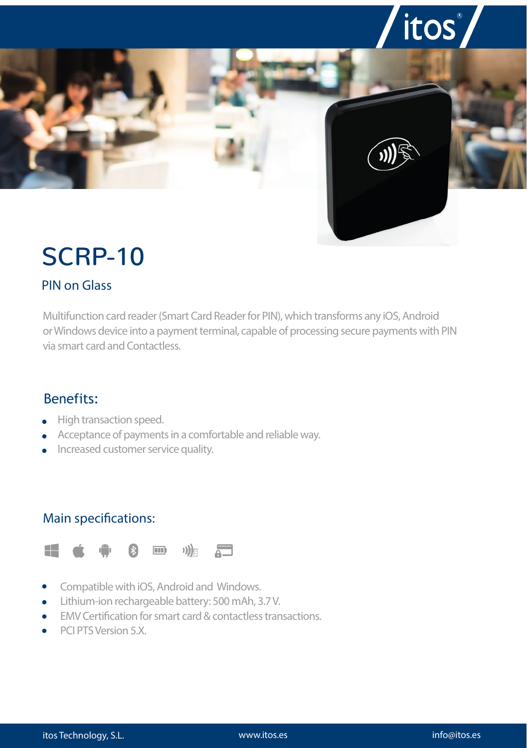# SCRP-10

## PIN on Glass

Multifunction card reader (Smart Card Reader for PIN), which transforms any iOS, Android or Windows device into a payment terminal, capable of processing secure payments with PIN via smart card and Contactless.

### Benefits:

- High transaction speed.
- Acceptance of payments in a comfortable and reliable way.
- Increased customer service quality.

### Main specifications:

- Compatible with iOS, Android and Windows.
- Lithium-ion rechargeable battery: 500 mAh, 3.7 V.
- EMV Certification for smart card & contactless transactions.
- PCI PTS Version 5.X.

itos Technology, S.L. www.itos.es info@itos.es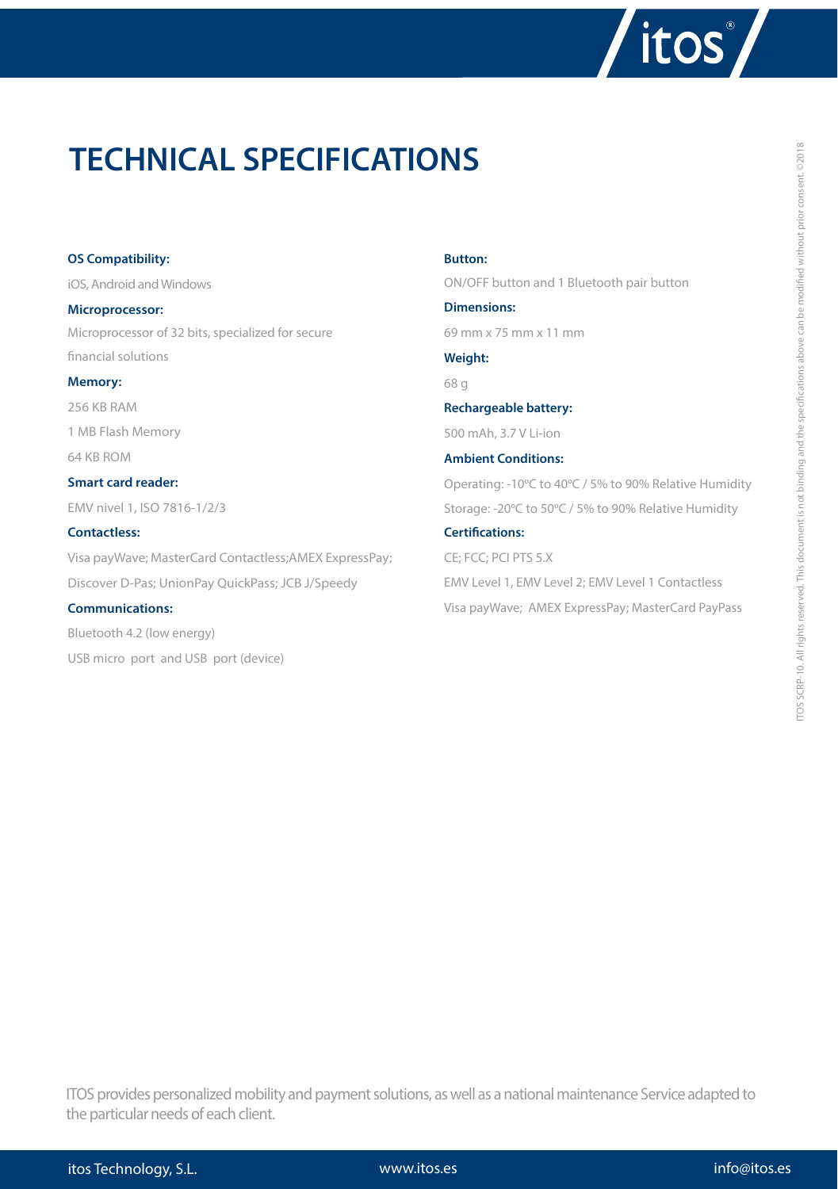# TECHNICAL SPECIFICATIONS

**OS Compatibility:**

iOS, Android and Windows

**Microprocessor:**

Microprocessor of 32 bits, specialized for secure financial solutions

**Memory:**

256 KB RAM

1 MB Flash Memory

64 KB ROM

**Smart card reader:**

EMV nivel 1, ISO 7816-1/2/3

**Contactless:**

Visa payWave; MasterCard Contactless;AMEX ExpressPay; Discover D-Pas; UnionPay QuickPass; JCB J/Speedy

**Communications:**

Bluetooth 4.2 (low energy)

USB micro port and USB port (device)

**Button:**

ON/OFF button and 1 Bluetooth pair button

**Dimensions:**

69 mm x 75 mm x 11 mm

**Weight:**

68 g

**Rechargeable battery:**

500 mAh, 3.7 V Li-ion

**Ambient Conditions:**

Operating: -10ºC to 40ºC / 5% to 90% Relative Humidity

Storage: -20ºC to 50ºC / 5% to 90% Relative Humidity

**Certifications:**

CE; FCC; PCI PTS 5.X

EMV Level 1, EMV Level 2; EMV Level 1 Contactless

Visa payWave; AMEX ExpressPay; MasterCard PayPass

ITOS SCRP-10. All rights reserved. This document is not binding and the specifications above can be modified without prior consent. ©2018

ITOS provides personalized mobility and payment solutions, as well as a national maintenance Service adapted to the particular needs of each client.

itos Technology, S.L. www.itos.es info@itos.es